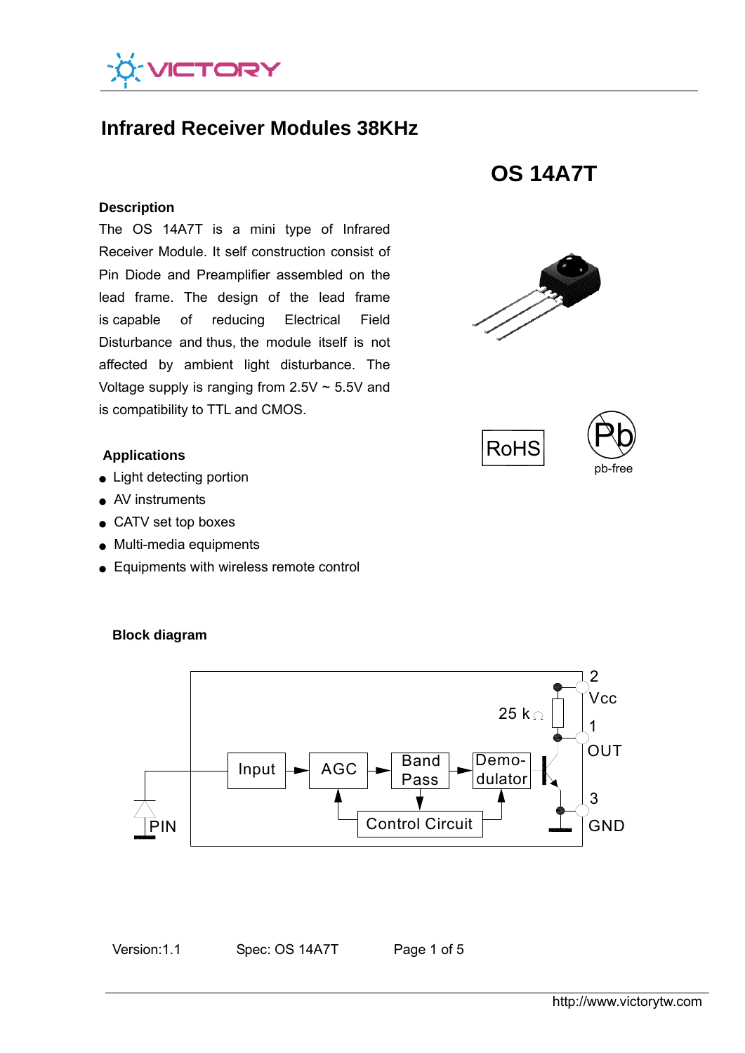# Infrared Receiver Modules 38KHz

## OS 14A7T

### Description

The OS 14A7T is a mini type of Infrared Receiver Module. It self construction consist of Pin Diode and Preamplifier assembled on the lead frame. The design of the lead frame is capable of reducing Electrical Field Disturbance and thus, the module itself is not affected by ambient light disturbance. The Voltage supply is ranging from 2.5V ~ 5.5V and is compatibility to TTL and CMOS.

RoHS

pb-free

### Applications

- Light detecting portion
- AV instruments
- CATV set top boxes
- Multi-media equipments
- Equipments with wireless remote control

### Block diagram

PIN → Input → AGC → Band Pass → Demo-dulator; Control Circuit (from Band Pass, to AGC and Demodulator)

25 kΩ

2 Vcc

1 OUT

3 GND

Version:1.1 Spec: OS 14A7T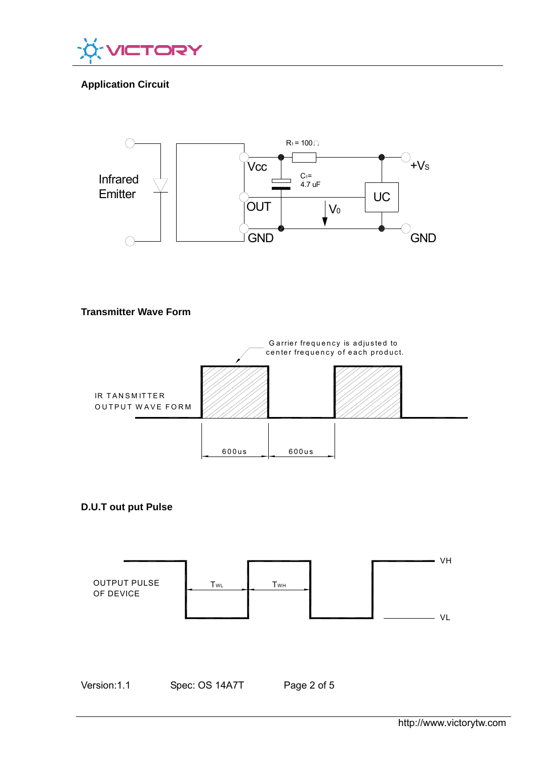## Application Circuit

Infrared Emitter

Vcc

OUT

GND

$R_1 = 100\Omega$

$C_1 =$ 4.7 uF

UC

$V_0$

$+V_S$

GND

## Transmitter Wave Form

Garrier frequency is adjusted to center frequency of each product.

IR TANSMITTER OUTPUT WAVE FORM

600us

600us

## D.U.T out put Pulse

OUTPUT PULSE OF DEVICE

$T_{WL}$

$T_{WH}$

VH

VL

Version:1.1 Spec: OS 14A7T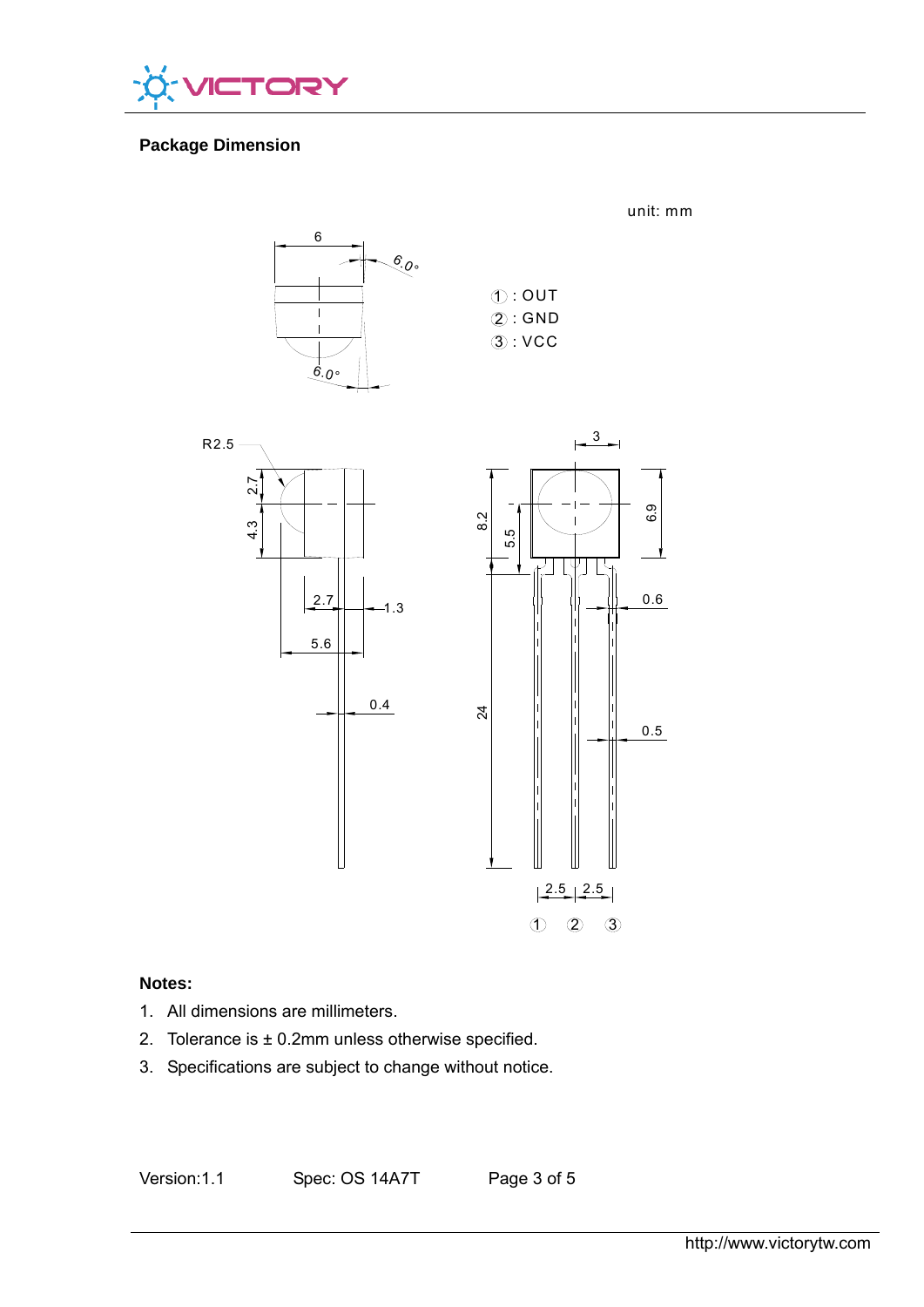## Package Dimension

unit: mm

①: OUT
②: GND
③: VCC

## Notes:

1. All dimensions are millimeters.
2. Tolerance is ± 0.2mm unless otherwise specified.
3. Specifications are subject to change without notice.

Version:1.1 Spec: OS 14A7T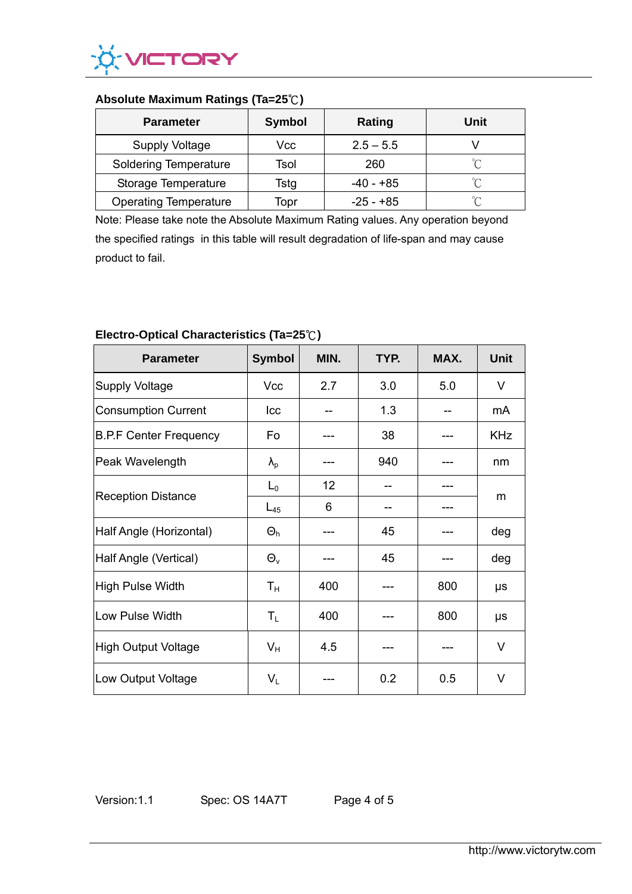### Absolute Maximum Ratings (Ta=25℃)

| Parameter | Symbol | Rating | Unit |
|---|---|---|---|
| Supply Voltage | Vcc | 2.5 – 5.5 | V |
| Soldering Temperature | Tsol | 260 | ℃ |
| Storage Temperature | Tstg | -40 - +85 | ℃ |
| Operating Temperature | Topr | -25 - +85 | ℃ |

Note: Please take note the Absolute Maximum Rating values. Any operation beyond the specified ratings in this table will result degradation of life-span and may cause product to fail.

### Electro-Optical Characteristics (Ta=25℃)

| Parameter | Symbol | MIN. | TYP. | MAX. | Unit |
|---|---|---|---|---|---|
| Supply Voltage | Vcc | 2.7 | 3.0 | 5.0 | V |
| Consumption Current | Icc | -- | 1.3 | -- | mA |
| B.P.F Center Frequency | Fo | --- | 38 | --- | KHz |
| Peak Wavelength | $\lambda_p$ | --- | 940 | --- | nm |
| Reception Distance | $L_0$ | 12 | -- | --- | m |
| | $L_{45}$ | 6 | -- | --- | |
| Half Angle (Horizontal) | $\Theta_h$ | --- | 45 | --- | deg |
| Half Angle (Vertical) | $\Theta_v$ | --- | 45 | --- | deg |
| High Pulse Width | $T_H$ | 400 | --- | 800 | µs |
| Low Pulse Width | $T_L$ | 400 | --- | 800 | µs |
| High Output Voltage | $V_H$ | 4.5 | --- | --- | V |
| Low Output Voltage | $V_L$ | --- | 0.2 | 0.5 | V |

Version:1.1 Spec: OS 14A7T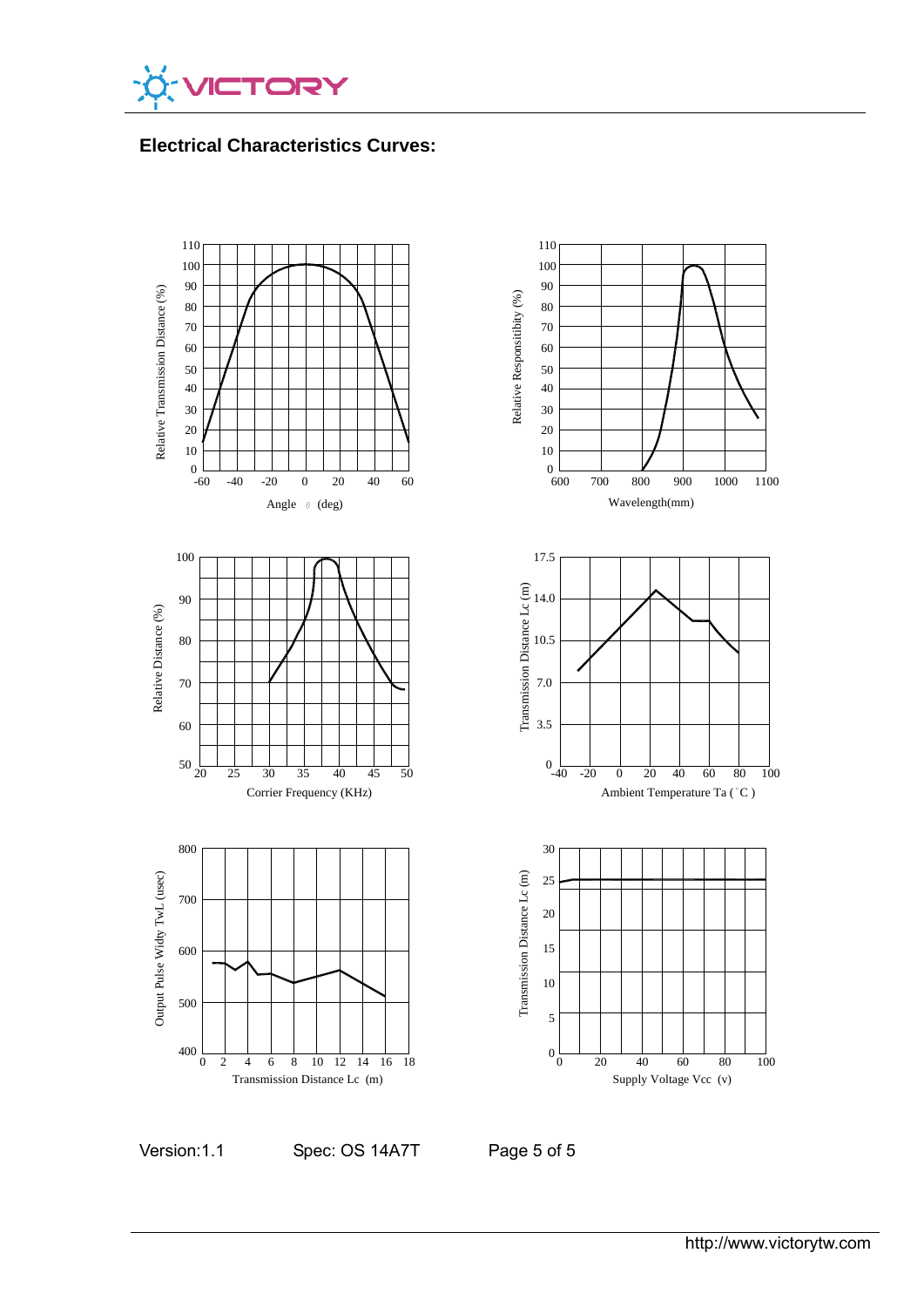## Electrical Characteristics Curves:

Relative Transmission Distance (%)

110
100
90
80
70
60
50
40
30
20
10
0

-60 -40 -20 0 20 40 60

Angle θ (deg)

Relative Responsitiibty (%)

110
100
90
80
70
60
50
40
30
20
10
0

600 700 800 900 1000 1100

Wavelength(mm)

Relative Distance (%)

100
90
80
70
60
50

20 25 30 35 40 45 50

Corrier Frequency (KHz)

Transmission Distance Lc (m)

17.5
14.0
10.5
7.0
3.5
0

-40 -20 0 20 40 60 80 100

Ambient Temperature Ta (°C)

Output Pulse Widty TwL (usec)

800
700
600
500
400

0 2 4 6 8 10 12 14 16 18

Transmission Distance Lc (m)

Transmission Distance Lc (m)

30
25
20
15
10
5
0

0 20 40 60 80 100

Supply Voltage Vcc (v)

Version:1.1 Spec: OS 14A7T